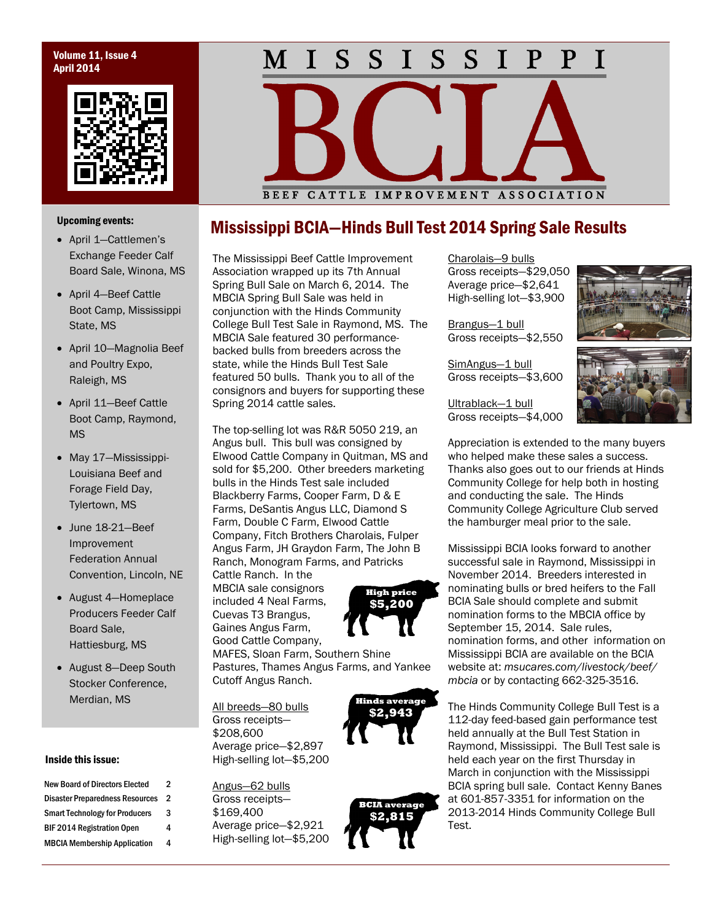# MISSISSIPPI BCIA

BEEF CATTLE IMPROVEMENT ASSOCIATION

Volume 11, Issue 4
April 2014

**Upcoming events:**

- April 1—Cattlemen's Exchange Feeder Calf Board Sale, Winona, MS
- April 4—Beef Cattle Boot Camp, Mississippi State, MS
- April 10—Magnolia Beef and Poultry Expo, Raleigh, MS
- April 11—Beef Cattle Boot Camp, Raymond, MS
- May 17—Mississippi-Louisiana Beef and Forage Field Day, Tylertown, MS
- June 18-21—Beef Improvement Federation Annual Convention, Lincoln, NE
- August 4—Homeplace Producers Feeder Calf Board Sale, Hattiesburg, MS
- August 8—Deep South Stocker Conference, Merdian, MS

**Inside this issue:**

| | |
|---|---|
| New Board of Directors Elected | 2 |
| Disaster Preparedness Resources | 2 |
| Smart Technology for Producers | 3 |
| BIF 2014 Registration Open | 4 |
| MBCIA Membership Application | 4 |

## Mississippi BCIA—Hinds Bull Test 2014 Spring Sale Results

The Mississippi Beef Cattle Improvement Association wrapped up its 7th Annual Spring Bull Sale on March 6, 2014. The MBCIA Spring Bull Sale was held in conjunction with the Hinds Community College Bull Test Sale in Raymond, MS. The MBCIA Sale featured 30 performance-backed bulls from breeders across the state, while the Hinds Bull Test Sale featured 50 bulls. Thank you to all of the consignors and buyers for supporting these Spring 2014 cattle sales.

The top-selling lot was R&R 5050 219, an Angus bull. This bull was consigned by Elwood Cattle Company in Quitman, MS and sold for $5,200. Other breeders marketing bulls in the Hinds Test sale included Blackberry Farms, Cooper Farm, D & E Farms, DeSantis Angus LLC, Diamond S Farm, Double C Farm, Elwood Cattle Company, Fitch Brothers Charolais, Fulper Angus Farm, JH Graydon Farm, The John B Ranch, Monogram Farms, and Patricks Cattle Ranch. In the MBCIA sale consignors included 4 Neal Farms, Cuevas T3 Brangus, Gaines Angus Farm, Good Cattle Company, MAFES, Sloan Farm, Southern Shine Pastures, Thames Angus Farms, and Yankee Cutoff Angus Ranch.

**High price $5,200**

All breeds—80 bulls
Gross receipts—$208,600
Average price—$2,897
High-selling lot—$5,200

**Hinds average $2,943**

Angus—62 bulls
Gross receipts—$169,400
Average price—$2,921
High-selling lot—$5,200

**BCIA average $2,815**

Charolais—9 bulls
Gross receipts—$29,050
Average price—$2,641
High-selling lot—$3,900

Brangus—1 bull
Gross receipts—$2,550

SimAngus—1 bull
Gross receipts—$3,600

Ultrablack—1 bull
Gross receipts—$4,000

Appreciation is extended to the many buyers who helped make these sales a success. Thanks also goes out to our friends at Hinds Community College for help both in hosting and conducting the sale. The Hinds Community College Agriculture Club served the hamburger meal prior to the sale.

Mississippi BCIA looks forward to another successful sale in Raymond, Mississippi in November 2014. Breeders interested in nominating bulls or bred heifers to the Fall BCIA Sale should complete and submit nomination forms to the MBCIA office by September 15, 2014. Sale rules, nomination forms, and other information on Mississippi BCIA are available on the BCIA website at: *msucares.com/livestock/beef/mbcia* or by contacting 662-325-3516.

The Hinds Community College Bull Test is a 112-day feed-based gain performance test held annually at the Bull Test Station in Raymond, Mississippi. The Bull Test sale is held each year on the first Thursday in March in conjunction with the Mississippi BCIA spring bull sale. Contact Kenny Banes at 601-857-3351 for information on the 2013-2014 Hinds Community College Bull Test.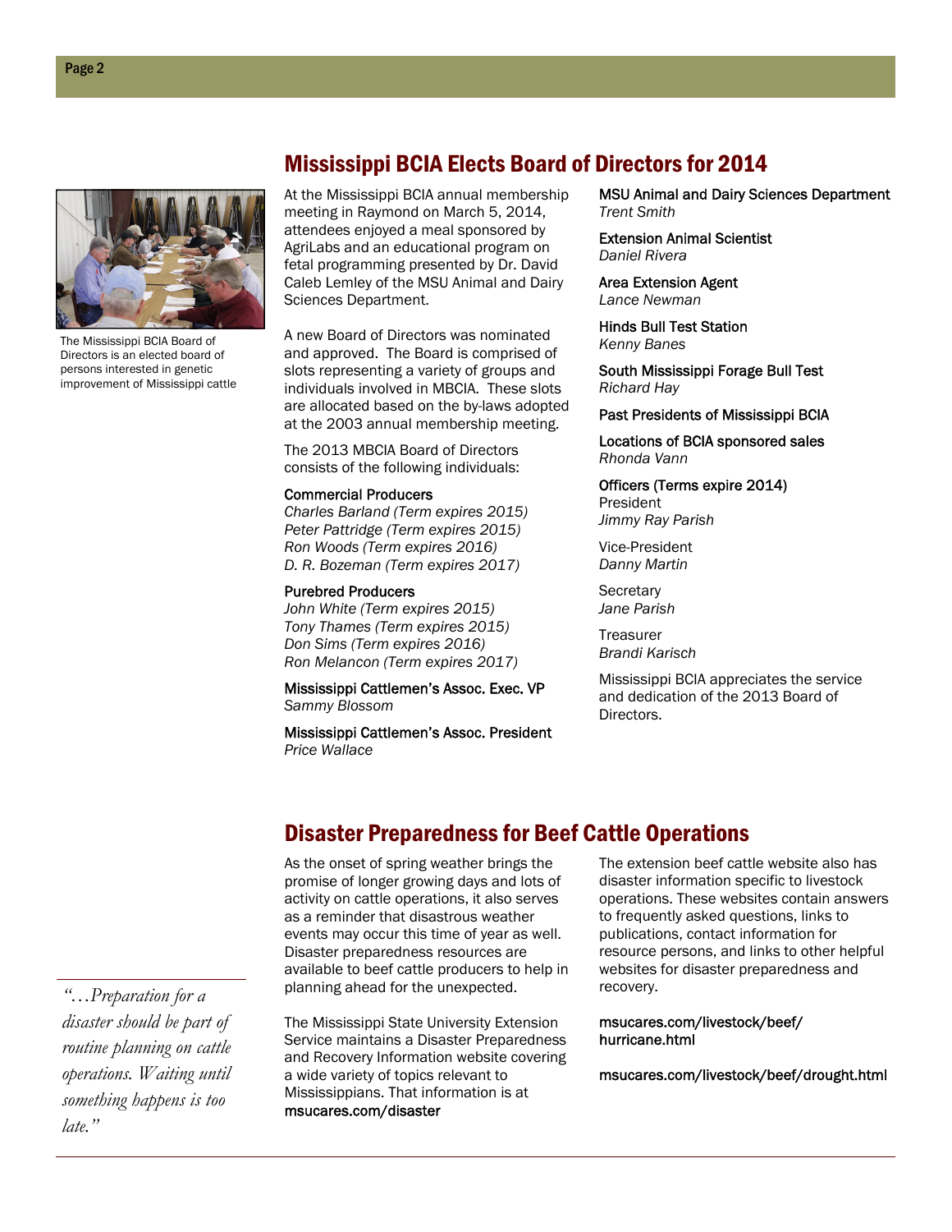The Mississippi BCIA Board of Directors is an elected board of persons interested in genetic improvement of Mississippi cattle

## Mississippi BCIA Elects Board of Directors for 2014

At the Mississippi BCIA annual membership meeting in Raymond on March 5, 2014, attendees enjoyed a meal sponsored by AgriLabs and an educational program on fetal programming presented by Dr. David Caleb Lemley of the MSU Animal and Dairy Sciences Department.

A new Board of Directors was nominated and approved. The Board is comprised of slots representing a variety of groups and individuals involved in MBCIA. These slots are allocated based on the by-laws adopted at the 2003 annual membership meeting.

The 2013 MBCIA Board of Directors consists of the following individuals:

Commercial Producers
*Charles Barland (Term expires 2015)*
*Peter Pattridge (Term expires 2015)*
*Ron Woods (Term expires 2016)*
*D. R. Bozeman (Term expires 2017)*

Purebred Producers
*John White (Term expires 2015)*
*Tony Thames (Term expires 2015)*
*Don Sims (Term expires 2016)*
*Ron Melancon (Term expires 2017)*

Mississippi Cattlemen's Assoc. Exec. VP
*Sammy Blossom*

Mississippi Cattlemen's Assoc. President
*Price Wallace*

MSU Animal and Dairy Sciences Department
*Trent Smith*

Extension Animal Scientist
*Daniel Rivera*

Area Extension Agent
*Lance Newman*

Hinds Bull Test Station
*Kenny Banes*

South Mississippi Forage Bull Test
*Richard Hay*

Past Presidents of Mississippi BCIA

Locations of BCIA sponsored sales
*Rhonda Vann*

Officers (Terms expire 2014)
President
*Jimmy Ray Parish*

Vice-President
*Danny Martin*

Secretary
*Jane Parish*

Treasurer
*Brandi Karisch*

Mississippi BCIA appreciates the service and dedication of the 2013 Board of Directors.

## Disaster Preparedness for Beef Cattle Operations

As the onset of spring weather brings the promise of longer growing days and lots of activity on cattle operations, it also serves as a reminder that disastrous weather events may occur this time of year as well. Disaster preparedness resources are available to beef cattle producers to help in planning ahead for the unexpected.

The Mississippi State University Extension Service maintains a Disaster Preparedness and Recovery Information website covering a wide variety of topics relevant to Mississippians. That information is at **msucares.com/disaster**

The extension beef cattle website also has disaster information specific to livestock operations. These websites contain answers to frequently asked questions, links to publications, contact information for resource persons, and links to other helpful websites for disaster preparedness and recovery.

**msucares.com/livestock/beef/hurricane.html**

**msucares.com/livestock/beef/drought.html**

*"…Preparation for a disaster should be part of routine planning on cattle operations. Waiting until something happens is too late."*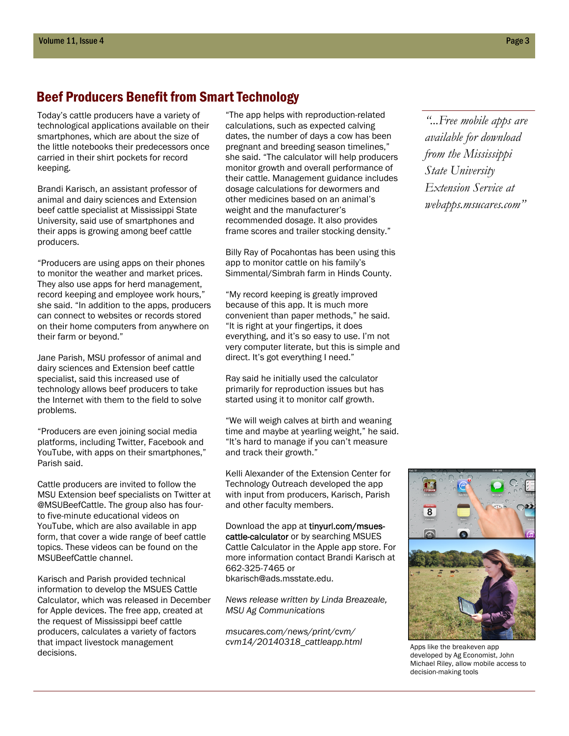## Beef Producers Benefit from Smart Technology

Today's cattle producers have a variety of technological applications available on their smartphones, which are about the size of the little notebooks their predecessors once carried in their shirt pockets for record keeping.

Brandi Karisch, an assistant professor of animal and dairy sciences and Extension beef cattle specialist at Mississippi State University, said use of smartphones and their apps is growing among beef cattle producers.

"Producers are using apps on their phones to monitor the weather and market prices. They also use apps for herd management, record keeping and employee work hours," she said. "In addition to the apps, producers can connect to websites or records stored on their home computers from anywhere on their farm or beyond."

Jane Parish, MSU professor of animal and dairy sciences and Extension beef cattle specialist, said this increased use of technology allows beef producers to take the Internet with them to the field to solve problems.

"Producers are even joining social media platforms, including Twitter, Facebook and YouTube, with apps on their smartphones," Parish said.

Cattle producers are invited to follow the MSU Extension beef specialists on Twitter at @MSUBeefCattle. The group also has four- to five-minute educational videos on YouTube, which are also available in app form, that cover a wide range of beef cattle topics. These videos can be found on the MSUBeefCattle channel.

Karisch and Parish provided technical information to develop the MSUES Cattle Calculator, which was released in December for Apple devices. The free app, created at the request of Mississippi beef cattle producers, calculates a variety of factors that impact livestock management decisions.

"The app helps with reproduction-related calculations, such as expected calving dates, the number of days a cow has been pregnant and breeding season timelines," she said. "The calculator will help producers monitor growth and overall performance of their cattle. Management guidance includes dosage calculations for dewormers and other medicines based on an animal's weight and the manufacturer's recommended dosage. It also provides frame scores and trailer stocking density."

Billy Ray of Pocahontas has been using this app to monitor cattle on his family's Simmental/Simbrah farm in Hinds County.

"My record keeping is greatly improved because of this app. It is much more convenient than paper methods," he said. "It is right at your fingertips, it does everything, and it's so easy to use. I'm not very computer literate, but this is simple and direct. It's got everything I need."

Ray said he initially used the calculator primarily for reproduction issues but has started using it to monitor calf growth.

"We will weigh calves at birth and weaning time and maybe at yearling weight," he said. "It's hard to manage if you can't measure and track their growth."

Kelli Alexander of the Extension Center for Technology Outreach developed the app with input from producers, Karisch, Parish and other faculty members.

Download the app at tinyurl.com/msues-cattle-calculator or by searching MSUES Cattle Calculator in the Apple app store. For more information contact Brandi Karisch at 662-325-7465 or bkarisch@ads.msstate.edu.

*News release written by Linda Breazeale, MSU Ag Communications*

*msucares.com/news/print/cvm/cvm14/20140318_cattleapp.html*

> *"...Free mobile apps are available for download from the Mississippi State University Extension Service at webapps.msucares.com"*

Apps like the breakeven app developed by Ag Economist, John Michael Riley, allow mobile access to decision-making tools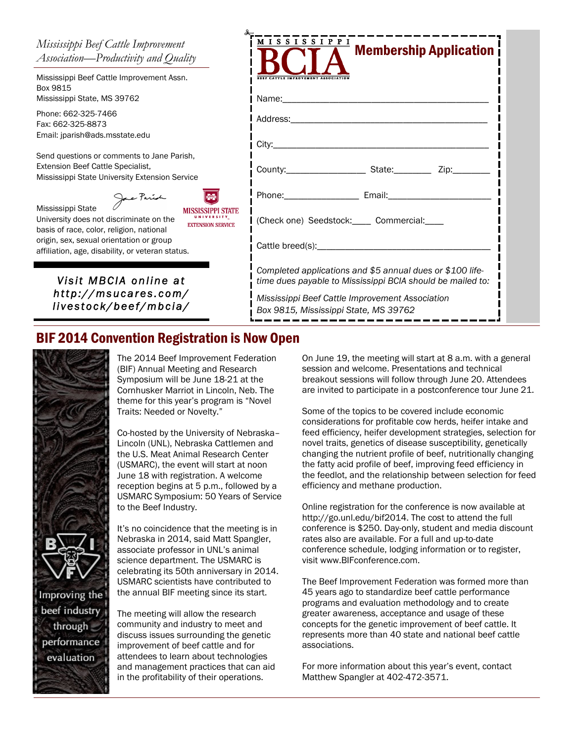*Mississippi Beef Cattle Improvement Association—Productivity and Quality*

Mississippi Beef Cattle Improvement Assn.
Box 9815
Mississippi State, MS 39762

Phone: 662-325-7466
Fax: 662-325-8873
Email: jparish@ads.msstate.edu

Send questions or comments to Jane Parish, Extension Beef Cattle Specialist, Mississippi State University Extension Service

Mississippi State University does not discriminate on the basis of race, color, religion, national origin, sex, sexual orientation or group affiliation, age, disability, or veteran status.

*Visit MBCIA online at http://msucares.com/livestock/beef/mbcia/*

## Mississippi BCIA Membership Application

Name:\_\_\_\_\_\_\_\_\_\_\_\_\_\_\_\_\_\_\_\_\_\_\_\_\_\_\_\_\_\_\_\_\_\_\_\_\_\_\_\_\_

Address:\_\_\_\_\_\_\_\_\_\_\_\_\_\_\_\_\_\_\_\_\_\_\_\_\_\_\_\_\_\_\_\_\_\_\_\_\_\_\_

City:\_\_\_\_\_\_\_\_\_\_\_\_\_\_\_\_\_\_\_\_\_\_\_\_\_\_\_\_\_\_\_\_\_\_\_\_\_\_\_\_\_\_

County:\_\_\_\_\_\_\_\_\_\_\_\_\_\_\_\_ State:\_\_\_\_\_\_\_\_ Zip:\_\_\_\_\_\_\_\_

Phone:\_\_\_\_\_\_\_\_\_\_\_\_\_\_\_ Email:\_\_\_\_\_\_\_\_\_\_\_\_\_\_\_\_\_\_\_\_

(Check one) Seedstock:\_\_\_\_ Commercial:\_\_\_\_

Cattle breed(s):\_\_\_\_\_\_\_\_\_\_\_\_\_\_\_\_\_\_\_\_\_\_\_\_\_\_\_\_\_\_\_\_\_\_\_\_

*Completed applications and $5 annual dues or $100 lifetime dues payable to Mississippi BCIA should be mailed to:*

*Mississippi Beef Cattle Improvement Association*
*Box 9815, Mississippi State, MS 39762*

## BIF 2014 Convention Registration is Now Open

Improving the beef industry through performance evaluation

The 2014 Beef Improvement Federation (BIF) Annual Meeting and Research Symposium will be June 18-21 at the Cornhusker Marriot in Lincoln, Neb. The theme for this year's program is "Novel Traits: Needed or Novelty."

Co-hosted by the University of Nebraska–Lincoln (UNL), Nebraska Cattlemen and the U.S. Meat Animal Research Center (USMARC), the event will start at noon June 18 with registration. A welcome reception begins at 5 p.m., followed by a USMARC Symposium: 50 Years of Service to the Beef Industry.

It's no coincidence that the meeting is in Nebraska in 2014, said Matt Spangler, associate professor in UNL's animal science department. The USMARC is celebrating its 50th anniversary in 2014. USMARC scientists have contributed to the annual BIF meeting since its start.

The meeting will allow the research community and industry to meet and discuss issues surrounding the genetic improvement of beef cattle and for attendees to learn about technologies and management practices that can aid in the profitability of their operations.

On June 19, the meeting will start at 8 a.m. with a general session and welcome. Presentations and technical breakout sessions will follow through June 20. Attendees are invited to participate in a postconference tour June 21.

Some of the topics to be covered include economic considerations for profitable cow herds, heifer intake and feed efficiency, heifer development strategies, selection for novel traits, genetics of disease susceptibility, genetically changing the nutrient profile of beef, nutritionally changing the fatty acid profile of beef, improving feed efficiency in the feedlot, and the relationship between selection for feed efficiency and methane production.

Online registration for the conference is now available at http://go.unl.edu/bif2014. The cost to attend the full conference is $250. Day-only, student and media discount rates also are available. For a full and up-to-date conference schedule, lodging information or to register, visit www.BIFconference.com.

The Beef Improvement Federation was formed more than 45 years ago to standardize beef cattle performance programs and evaluation methodology and to create greater awareness, acceptance and usage of these concepts for the genetic improvement of beef cattle. It represents more than 40 state and national beef cattle associations.

For more information about this year's event, contact Matthew Spangler at 402-472-3571.